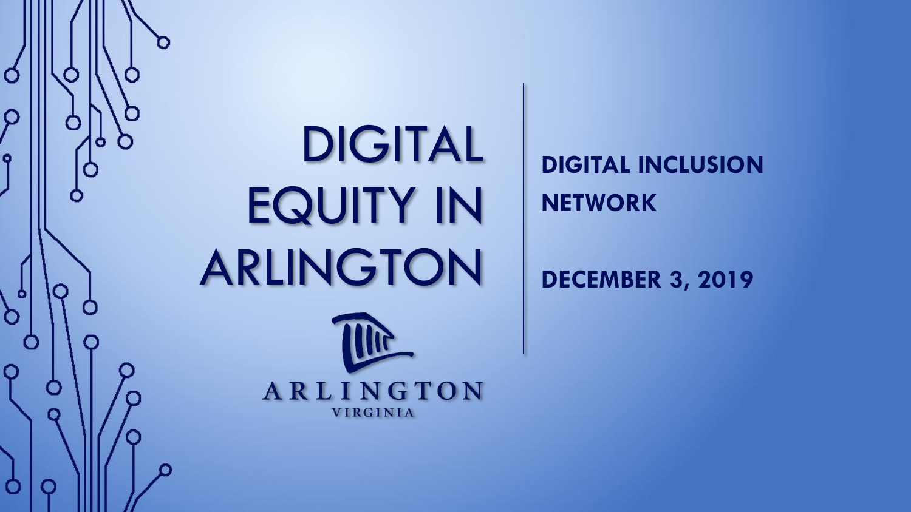# DIGITAL EQUITY IN ARLINGTON

ARLINGTON
VIRGINIA

**DIGITAL INCLUSION NETWORK**

**DECEMBER 3, 2019**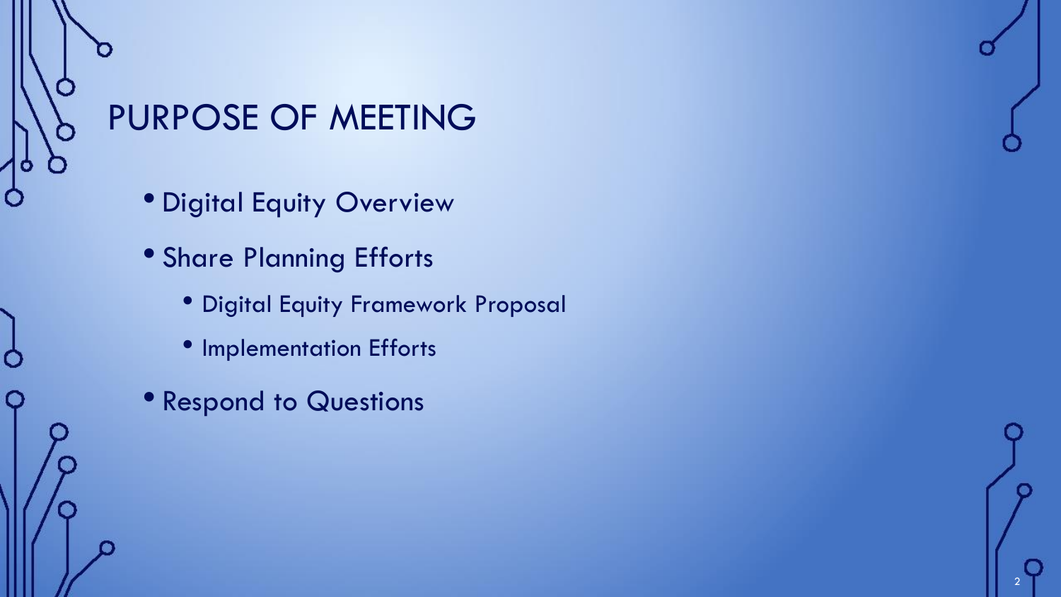# PURPOSE OF MEETING

- Digital Equity Overview
- Share Planning Efforts
  - Digital Equity Framework Proposal
  - Implementation Efforts
- Respond to Questions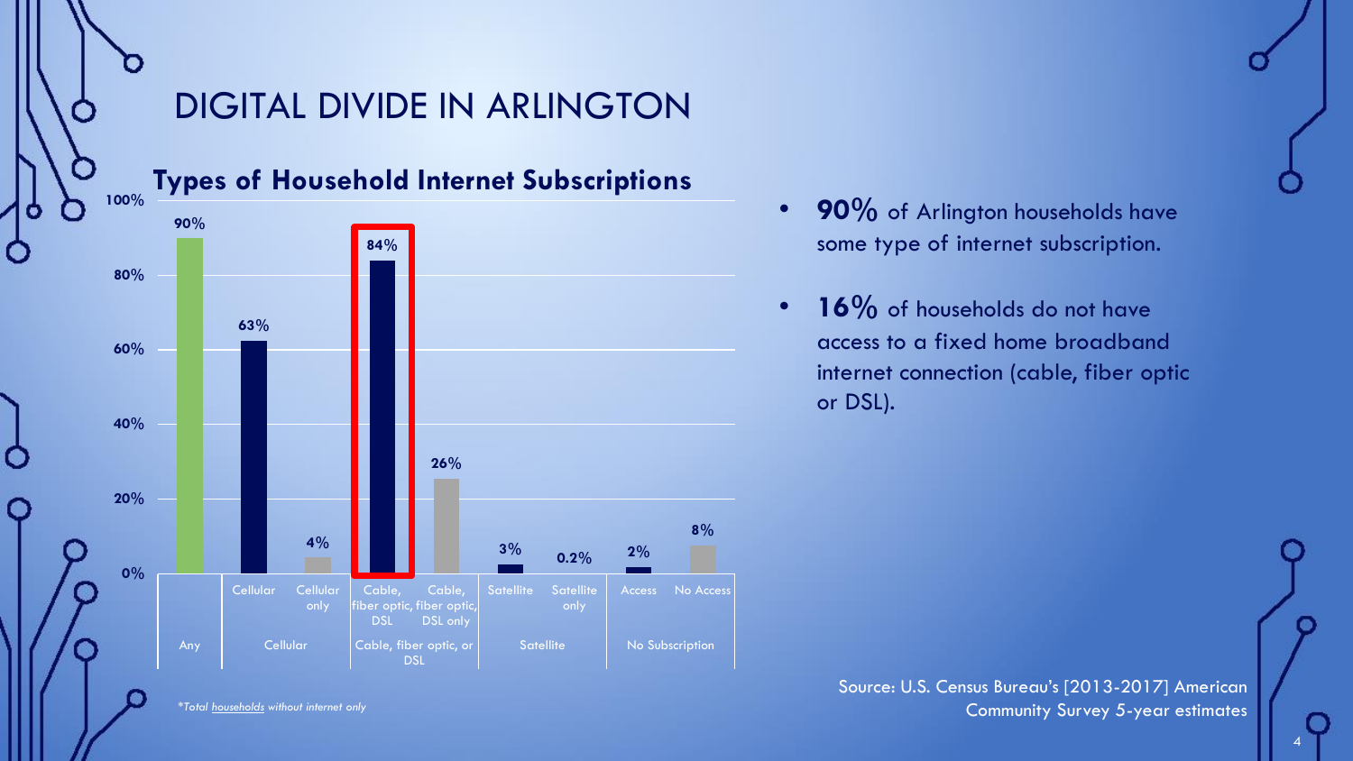# DIGITAL DIVIDE IN ARLINGTON

## Types of Household Internet Subscriptions

| Category | Subcategory | Percent |
|---|---|---|
| Any | | 90% |
| Cellular | Cellular | 63% |
| | Cellular only | 4% |
| Cable, fiber optic, or DSL | Cable, fiber optic, DSL | 84% |
| | Cable, fiber optic, DSL only | 26% |
| Satellite | Satellite | 3% |
| | Satellite only | 0.2% |
| No Subscription | Access | 2% |
| | No Access | 8% |

*Total households without internet only*

- **90%** of Arlington households have some type of internet subscription.
- **16%** of households do not have access to a fixed home broadband internet connection (cable, fiber optic or DSL).

Source: U.S. Census Bureau's [2013-2017] American Community Survey 5-year estimates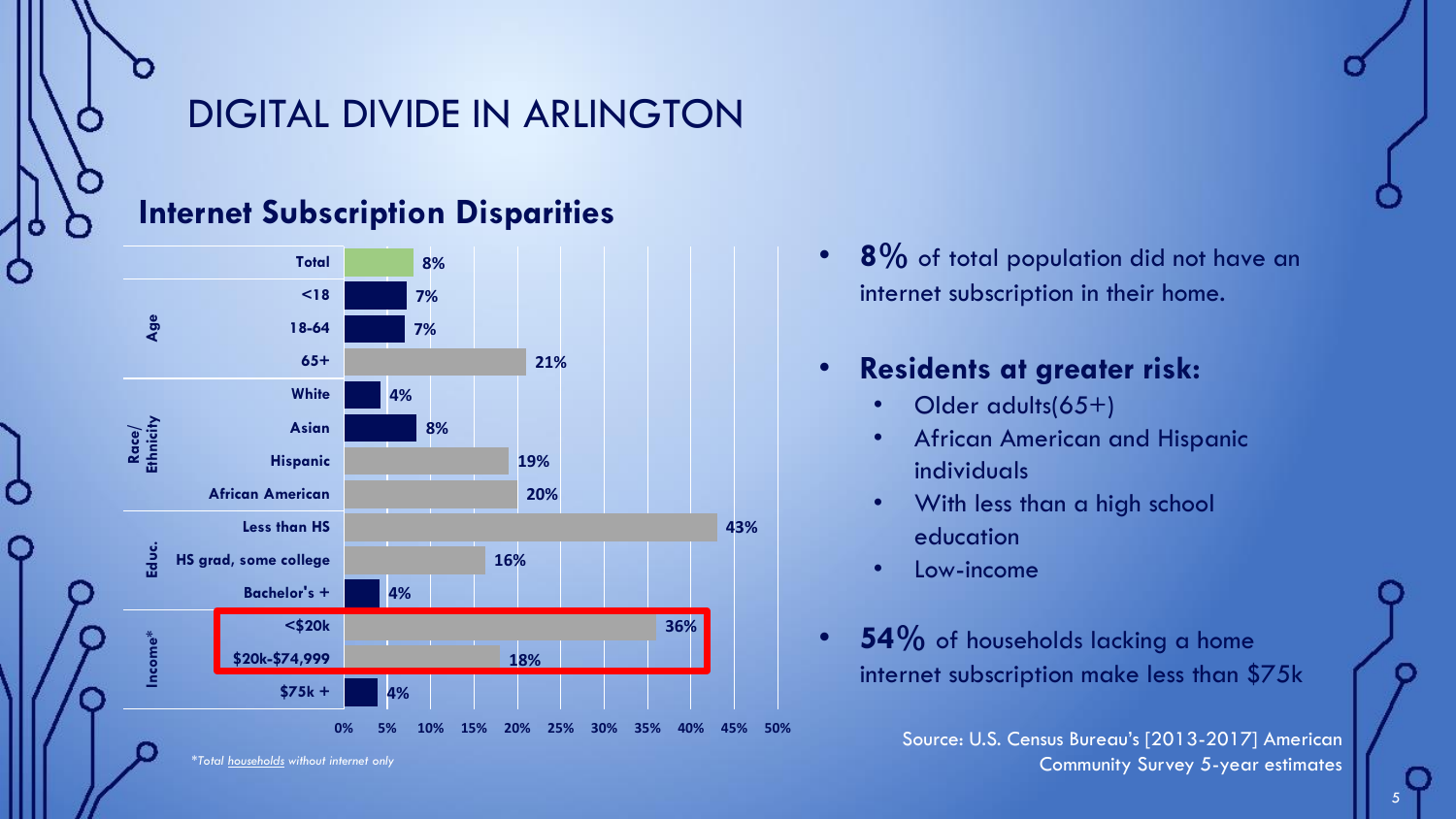# DIGITAL DIVIDE IN ARLINGTON

## Internet Subscription Disparities

| Category | Group | % without internet subscription |
|---|---|---|
| | Total | 8% |
| Age | <18 | 7% |
| | 18-64 | 7% |
| | 65+ | 21% |
| Race/Ethnicity | White | 4% |
| | Asian | 8% |
| | Hispanic | 19% |
| | African American | 20% |
| Educ. | Less than HS | 43% |
| | HS grad, some college | 16% |
| | Bachelor's + | 4% |
| Income* | <$20k | 36% |
| | $20k-$74,999 | 18% |
| | $75k + | 4% |

*\*Total households without internet only*

- **8%** of total population did not have an internet subscription in their home.
- **Residents at greater risk:**
  - Older adults(65+)
  - African American and Hispanic individuals
  - With less than a high school education
  - Low-income
- **54%** of households lacking a home internet subscription make less than $75k

Source: U.S. Census Bureau's [2013-2017] American Community Survey 5-year estimates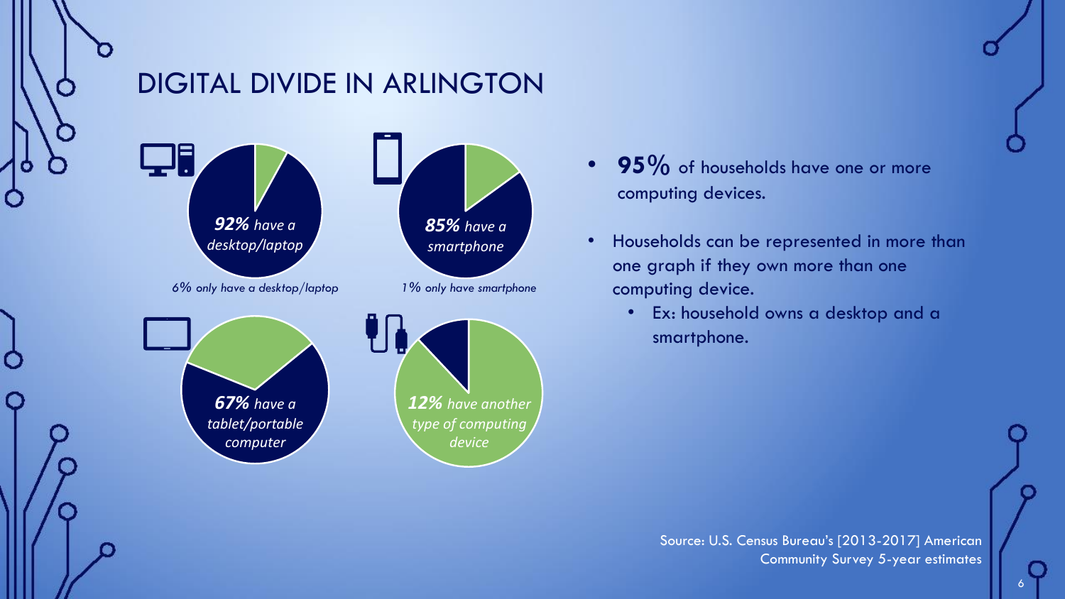# DIGITAL DIVIDE IN ARLINGTON

***92%** have a desktop/laptop*

*6% only have a desktop/laptop*

***85%** have a smartphone*

*1% only have smartphone*

***67%** have a tablet/portable computer*

***12%** have another type of computing device*

- **95%** of households have one or more computing devices.
- Households can be represented in more than one graph if they own more than one computing device.
  - Ex: household owns a desktop and a smartphone.

Source: U.S. Census Bureau's [2013-2017] American Community Survey 5-year estimates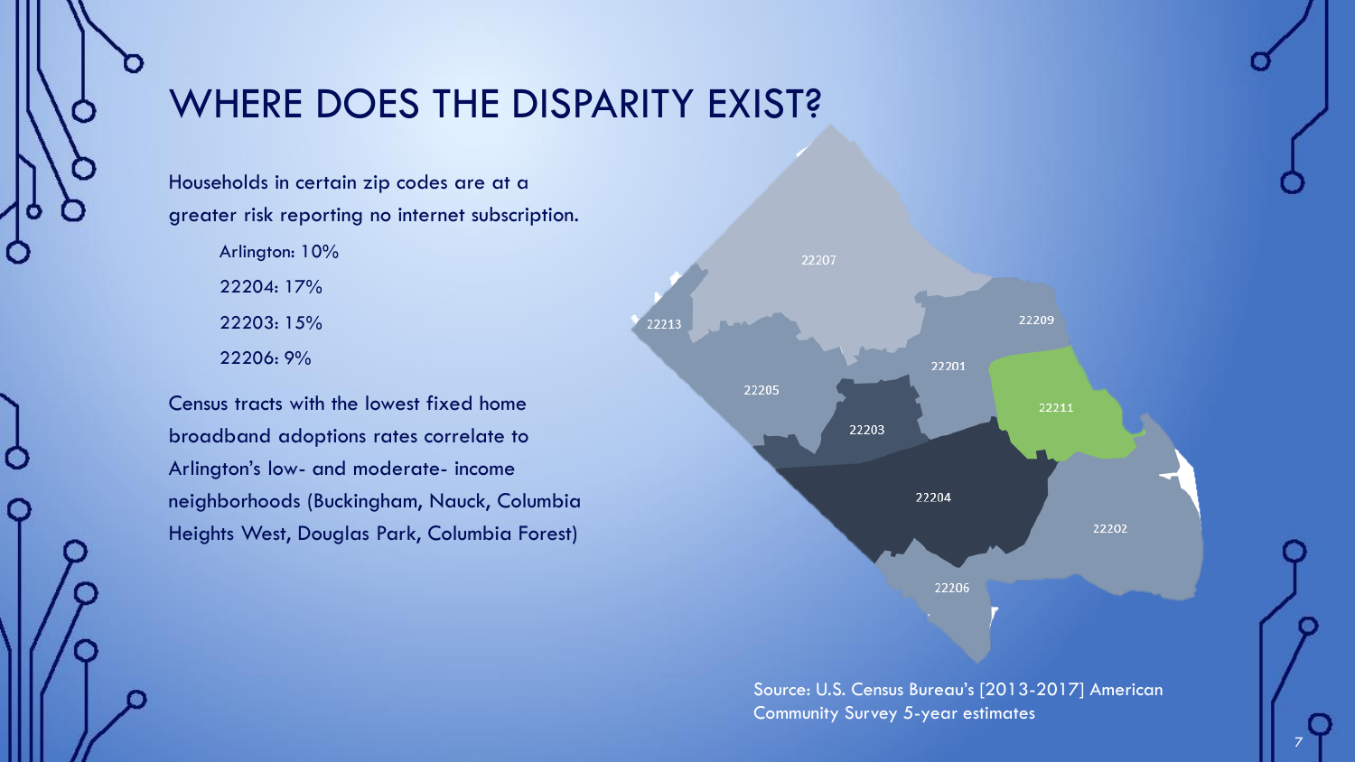# WHERE DOES THE DISPARITY EXIST?

Households in certain zip codes are at a greater risk reporting no internet subscription.

- Arlington: 10%
- 22204: 17%
- 22203: 15%
- 22206: 9%

Census tracts with the lowest fixed home broadband adoptions rates correlate to Arlington's low- and moderate- income neighborhoods (Buckingham, Nauck, Columbia Heights West, Douglas Park, Columbia Forest)

22207 22213 22209 22201 22205 22211 22203 22204 22202 22206

Source: U.S. Census Bureau's [2013-2017] American Community Survey 5-year estimates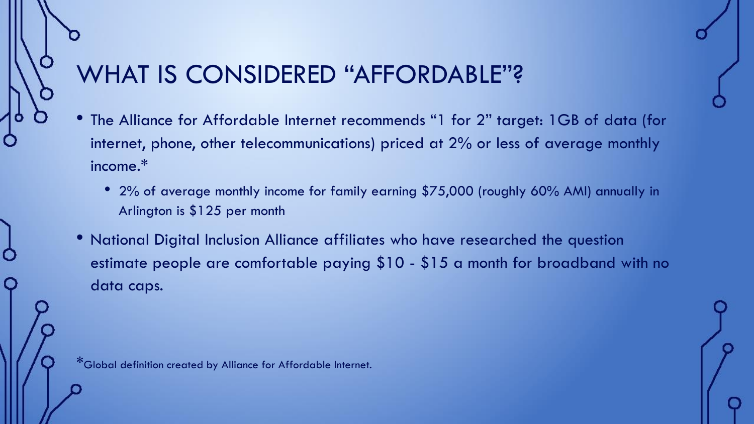# WHAT IS CONSIDERED "AFFORDABLE"?

- The Alliance for Affordable Internet recommends "1 for 2" target: 1GB of data (for internet, phone, other telecommunications) priced at 2% or less of average monthly income.*
  - 2% of average monthly income for family earning $75,000 (roughly 60% AMI) annually in Arlington is $125 per month
- National Digital Inclusion Alliance affiliates who have researched the question estimate people are comfortable paying $10 - $15 a month for broadband with no data caps.

*Global definition created by Alliance for Affordable Internet.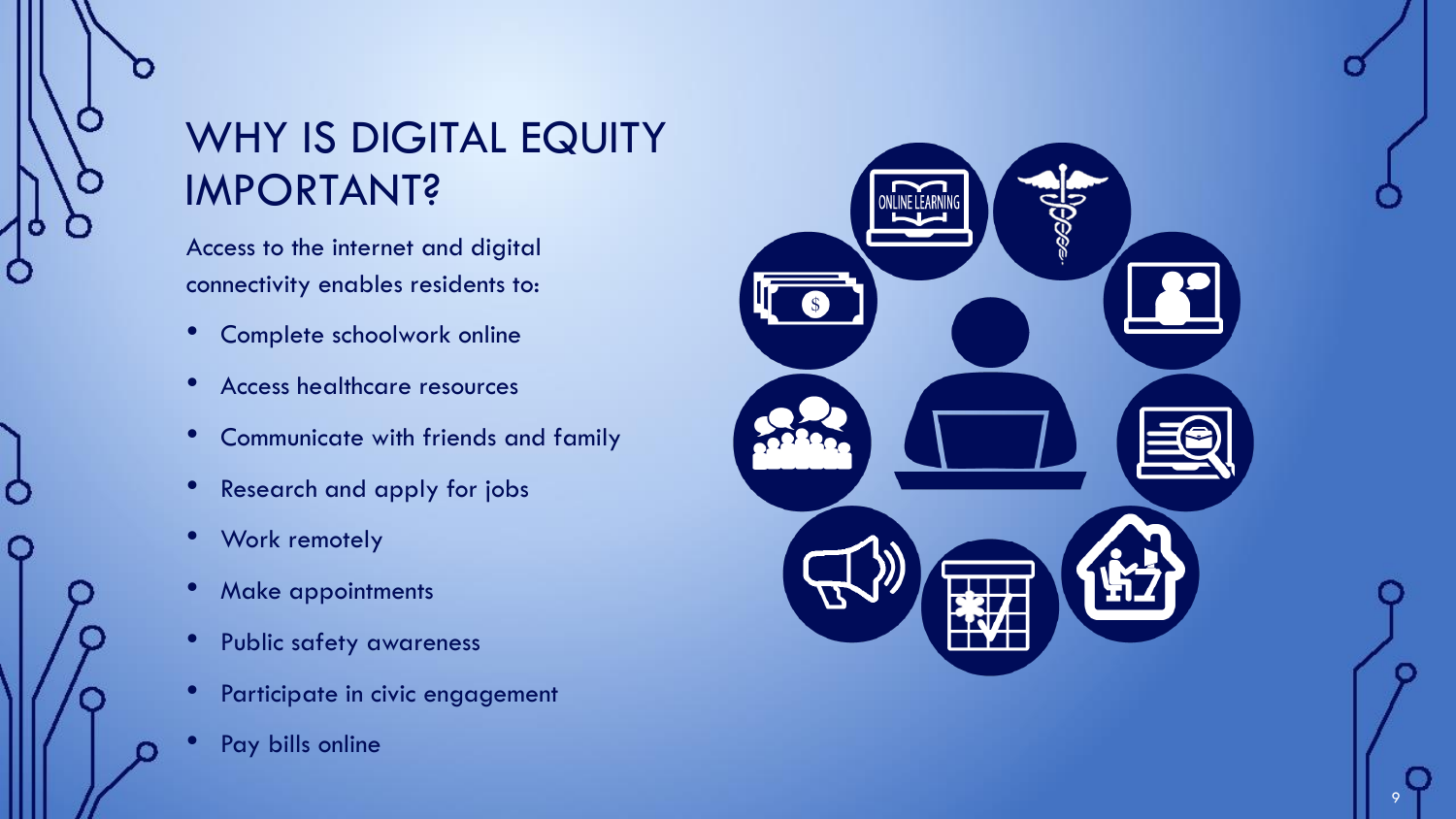# WHY IS DIGITAL EQUITY IMPORTANT?

Access to the internet and digital connectivity enables residents to:

- Complete schoolwork online
- Access healthcare resources
- Communicate with friends and family
- Research and apply for jobs
- Work remotely
- Make appointments
- Public safety awareness
- Participate in civic engagement
- Pay bills online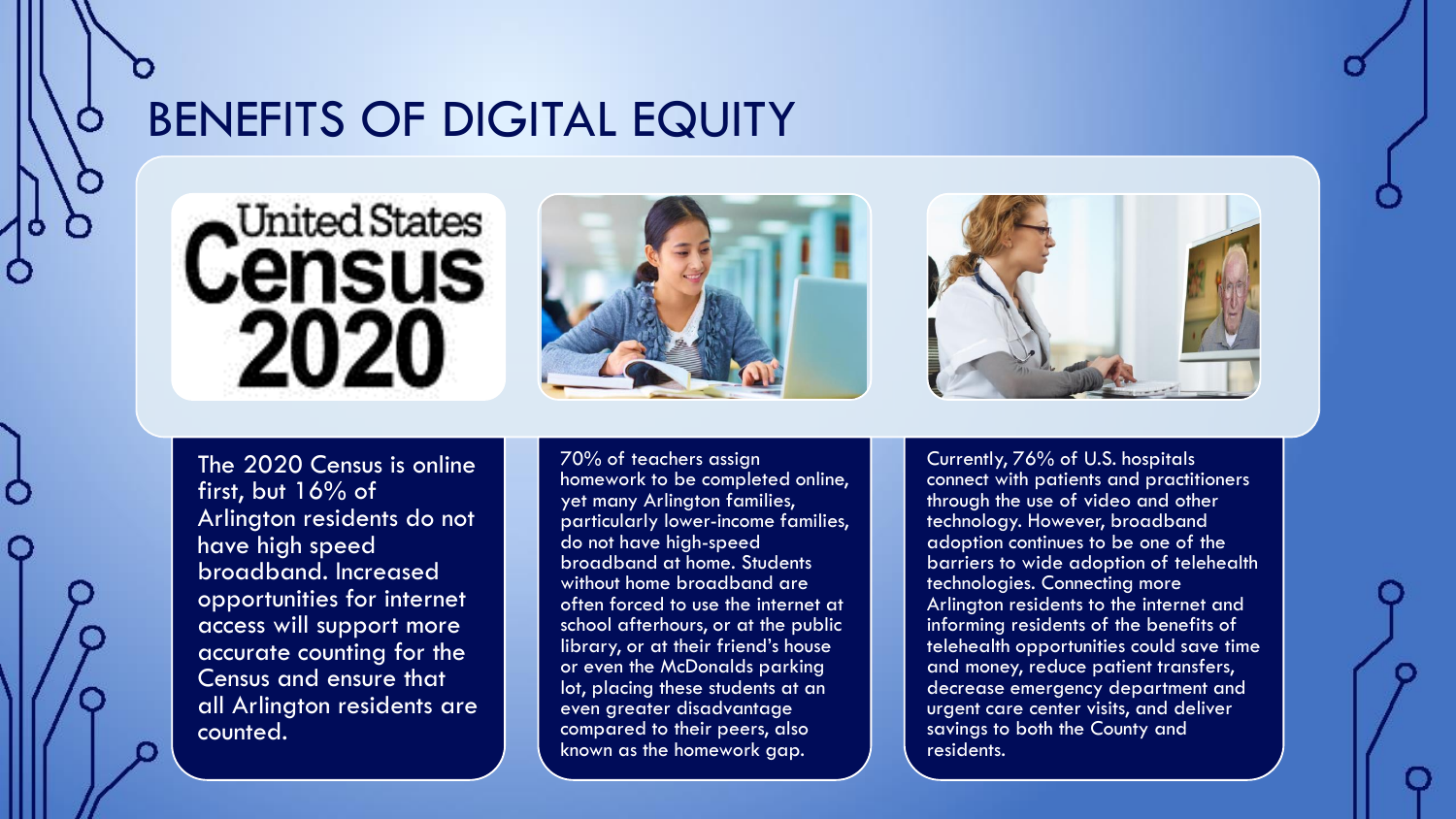# BENEFITS OF DIGITAL EQUITY

The 2020 Census is online first, but 16% of Arlington residents do not have high speed broadband. Increased opportunities for internet access will support more accurate counting for the Census and ensure that all Arlington residents are counted.

70% of teachers assign homework to be completed online, yet many Arlington families, particularly lower-income families, do not have high-speed broadband at home. Students without home broadband are often forced to use the internet at school afterhours, or at the public library, or at their friend's house or even the McDonalds parking lot, placing these students at an even greater disadvantage compared to their peers, also known as the homework gap.

Currently, 76% of U.S. hospitals connect with patients and practitioners through the use of video and other technology. However, broadband adoption continues to be one of the barriers to wide adoption of telehealth technologies. Connecting more Arlington residents to the internet and informing residents of the benefits of telehealth opportunities could save time and money, reduce patient transfers, decrease emergency department and urgent care center visits, and deliver savings to both the County and residents.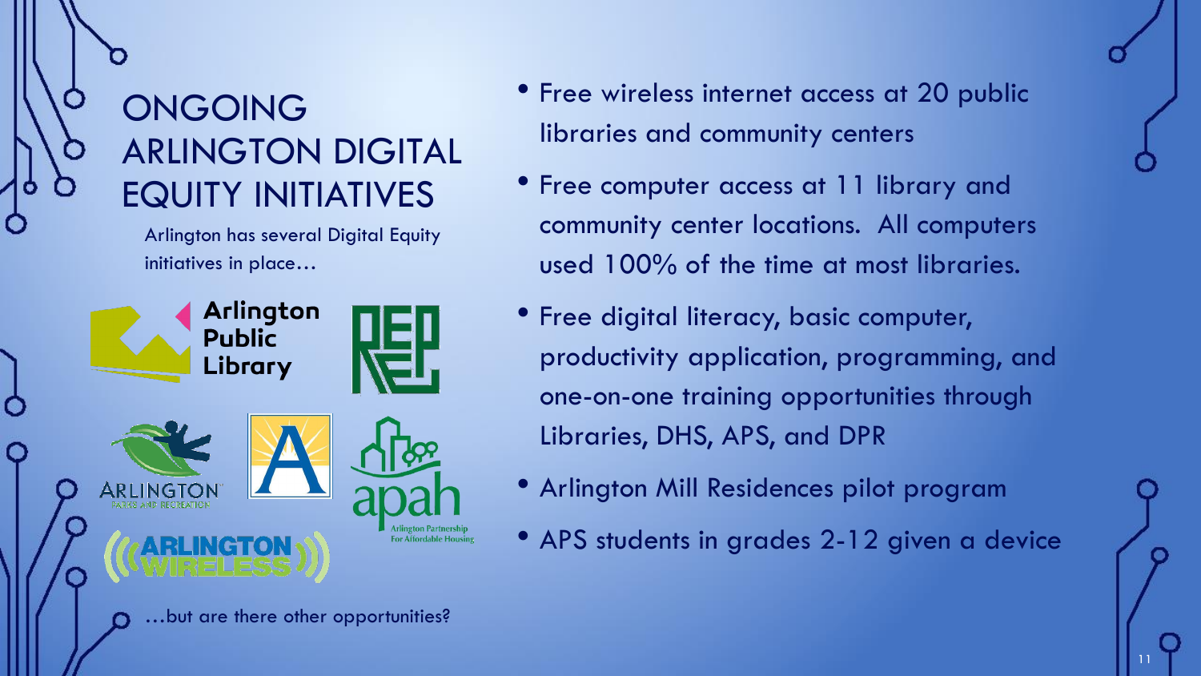# ONGOING ARLINGTON DIGITAL EQUITY INITIATIVES

Arlington has several Digital Equity initiatives in place…

…but are there other opportunities?

- Free wireless internet access at 20 public libraries and community centers
- Free computer access at 11 library and community center locations. All computers used 100% of the time at most libraries.
- Free digital literacy, basic computer, productivity application, programming, and one-on-one training opportunities through Libraries, DHS, APS, and DPR
- Arlington Mill Residences pilot program
- APS students in grades 2-12 given a device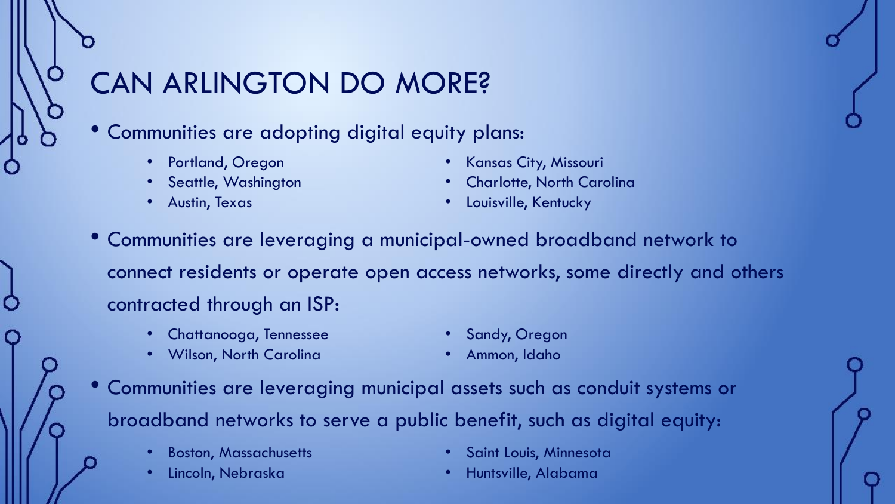# CAN ARLINGTON DO MORE?

- Communities are adopting digital equity plans:
  - Portland, Oregon
  - Seattle, Washington
  - Austin, Texas
  - Kansas City, Missouri
  - Charlotte, North Carolina
  - Louisville, Kentucky
- Communities are leveraging a municipal-owned broadband network to connect residents or operate open access networks, some directly and others contracted through an ISP:
  - Chattanooga, Tennessee
  - Wilson, North Carolina
  - Sandy, Oregon
  - Ammon, Idaho
- Communities are leveraging municipal assets such as conduit systems or broadband networks to serve a public benefit, such as digital equity:
  - Boston, Massachusetts
  - Lincoln, Nebraska
  - Saint Louis, Minnesota
  - Huntsville, Alabama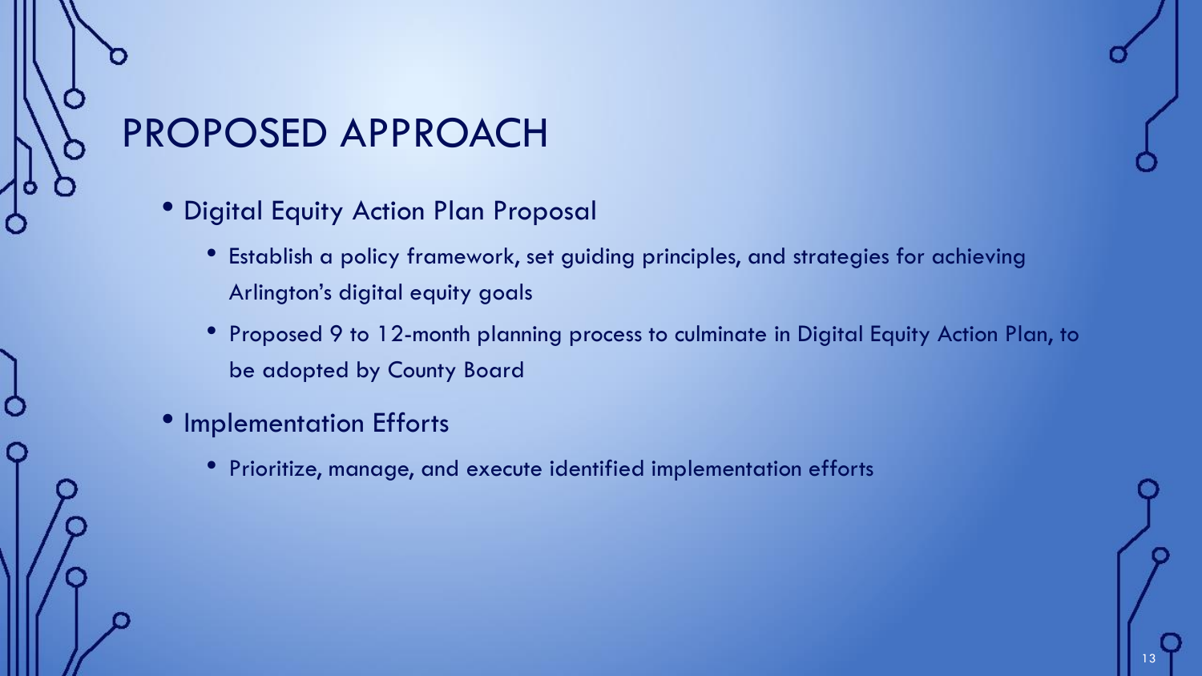# PROPOSED APPROACH

- Digital Equity Action Plan Proposal
  - Establish a policy framework, set guiding principles, and strategies for achieving Arlington's digital equity goals
  - Proposed 9 to 12-month planning process to culminate in Digital Equity Action Plan, to be adopted by County Board
- Implementation Efforts
  - Prioritize, manage, and execute identified implementation efforts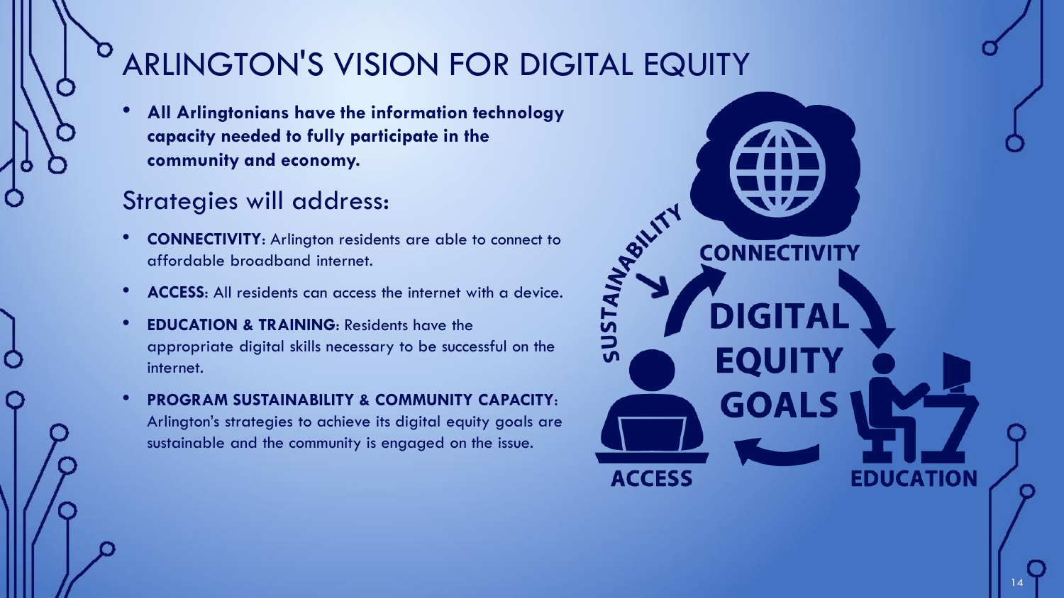# ARLINGTON'S VISION FOR DIGITAL EQUITY

- **All Arlingtonians have the information technology capacity needed to fully participate in the community and economy.**

## Strategies will address:

- **CONNECTIVITY**: Arlington residents are able to connect to affordable broadband internet.
- **ACCESS**: All residents can access the internet with a device.
- **EDUCATION & TRAINING**: Residents have the appropriate digital skills necessary to be successful on the internet.
- **PROGRAM SUSTAINABILITY & COMMUNITY CAPACITY**: Arlington's strategies to achieve its digital equity goals are sustainable and the community is engaged on the issue.

SUSTAINABILITY

CONNECTIVITY

DIGITAL EQUITY GOALS

ACCESS

EDUCATION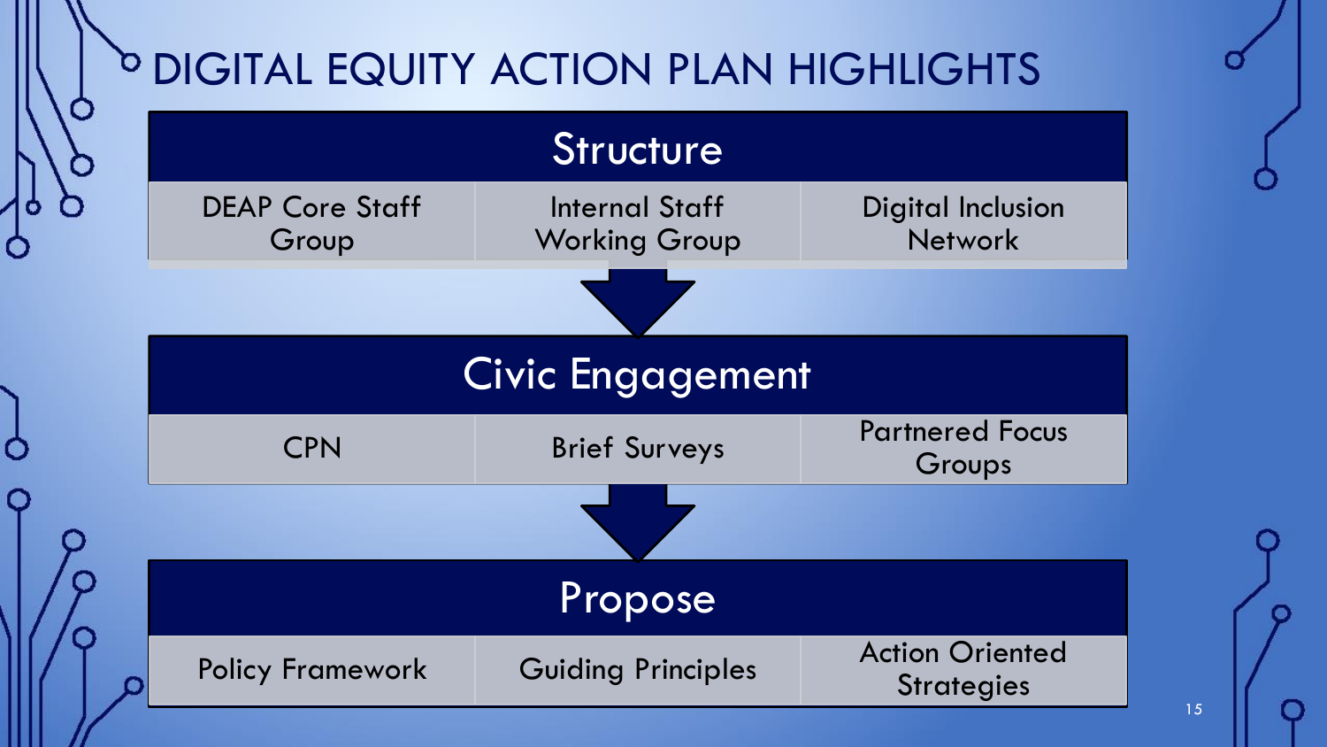# DIGITAL EQUITY ACTION PLAN HIGHLIGHTS

## Structure

| DEAP Core Staff Group | Internal Staff Working Group | Digital Inclusion Network |
|---|---|---|

## Civic Engagement

| CPN | Brief Surveys | Partnered Focus Groups |
|---|---|---|

## Propose

| Policy Framework | Guiding Principles | Action Oriented Strategies |
|---|---|---|